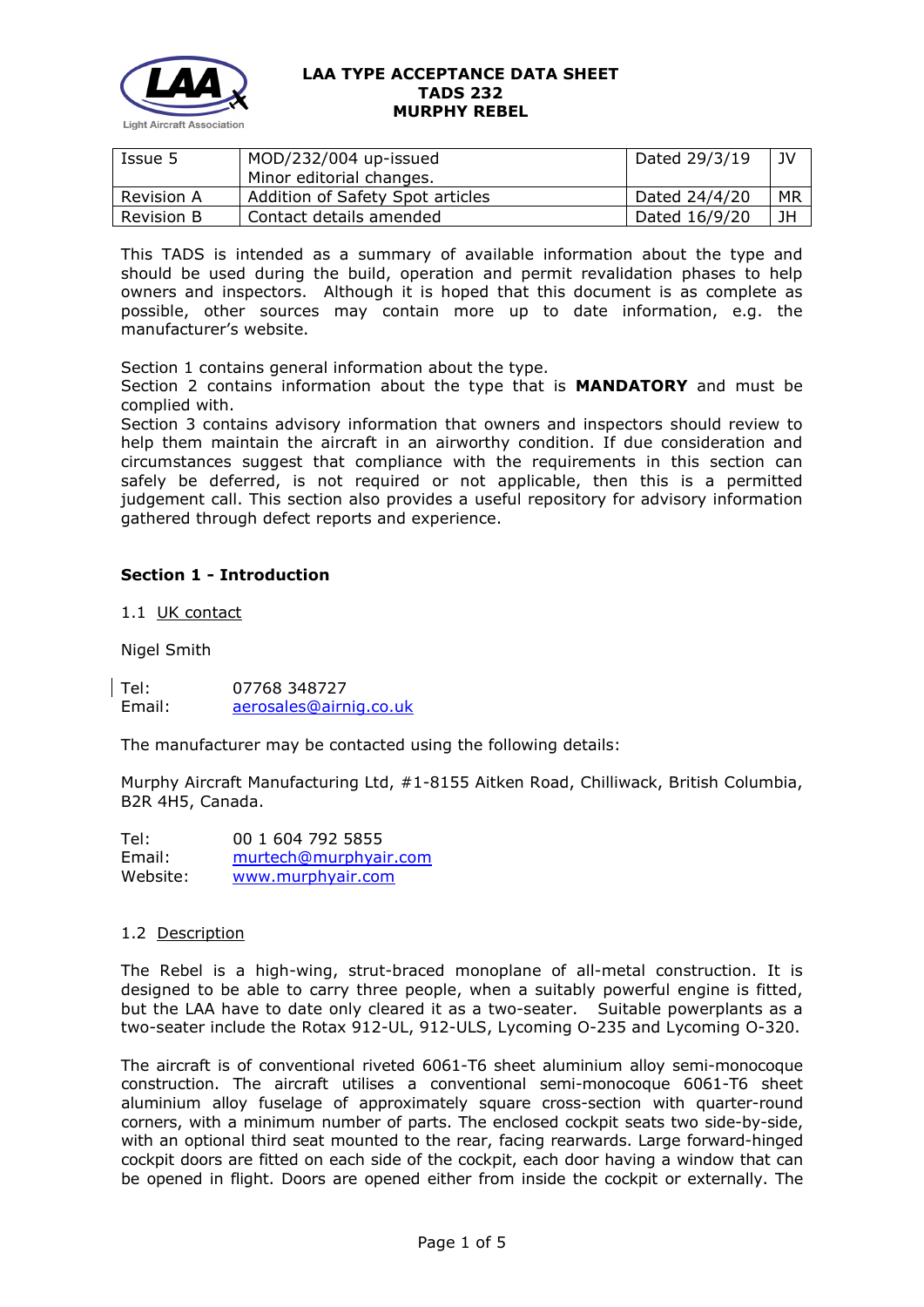**LAA TYPE ACCEPTANCE DATA SHEET**
**TADS 232**
**MURPHY REBEL**

| Issue 5 | MOD/232/004 up-issued<br>Minor editorial changes. | Dated 29/3/19 | JV |
|---|---|---|---|
| Revision A | Addition of Safety Spot articles | Dated 24/4/20 | MR |
| Revision B | Contact details amended | Dated 16/9/20 | JH |

This TADS is intended as a summary of available information about the type and should be used during the build, operation and permit revalidation phases to help owners and inspectors. Although it is hoped that this document is as complete as possible, other sources may contain more up to date information, e.g. the manufacturer's website.

Section 1 contains general information about the type.
Section 2 contains information about the type that is **MANDATORY** and must be complied with.
Section 3 contains advisory information that owners and inspectors should review to help them maintain the aircraft in an airworthy condition. If due consideration and circumstances suggest that compliance with the requirements in this section can safely be deferred, is not required or not applicable, then this is a permitted judgement call. This section also provides a useful repository for advisory information gathered through defect reports and experience.

## Section 1 - Introduction

1.1 UK contact

Nigel Smith

Tel: 07768 348727
Email: aerosales@airnig.co.uk

The manufacturer may be contacted using the following details:

Murphy Aircraft Manufacturing Ltd, #1-8155 Aitken Road, Chilliwack, British Columbia, B2R 4H5, Canada.

Tel: 00 1 604 792 5855
Email: murtech@murphyair.com
Website: www.murphyair.com

1.2 Description

The Rebel is a high-wing, strut-braced monoplane of all-metal construction. It is designed to be able to carry three people, when a suitably powerful engine is fitted, but the LAA have to date only cleared it as a two-seater. Suitable powerplants as a two-seater include the Rotax 912-UL, 912-ULS, Lycoming O-235 and Lycoming O-320.

The aircraft is of conventional riveted 6061-T6 sheet aluminium alloy semi-monocoque construction. The aircraft utilises a conventional semi-monocoque 6061-T6 sheet aluminium alloy fuselage of approximately square cross-section with quarter-round corners, with a minimum number of parts. The enclosed cockpit seats two side-by-side, with an optional third seat mounted to the rear, facing rearwards. Large forward-hinged cockpit doors are fitted on each side of the cockpit, each door having a window that can be opened in flight. Doors are opened either from inside the cockpit or externally. The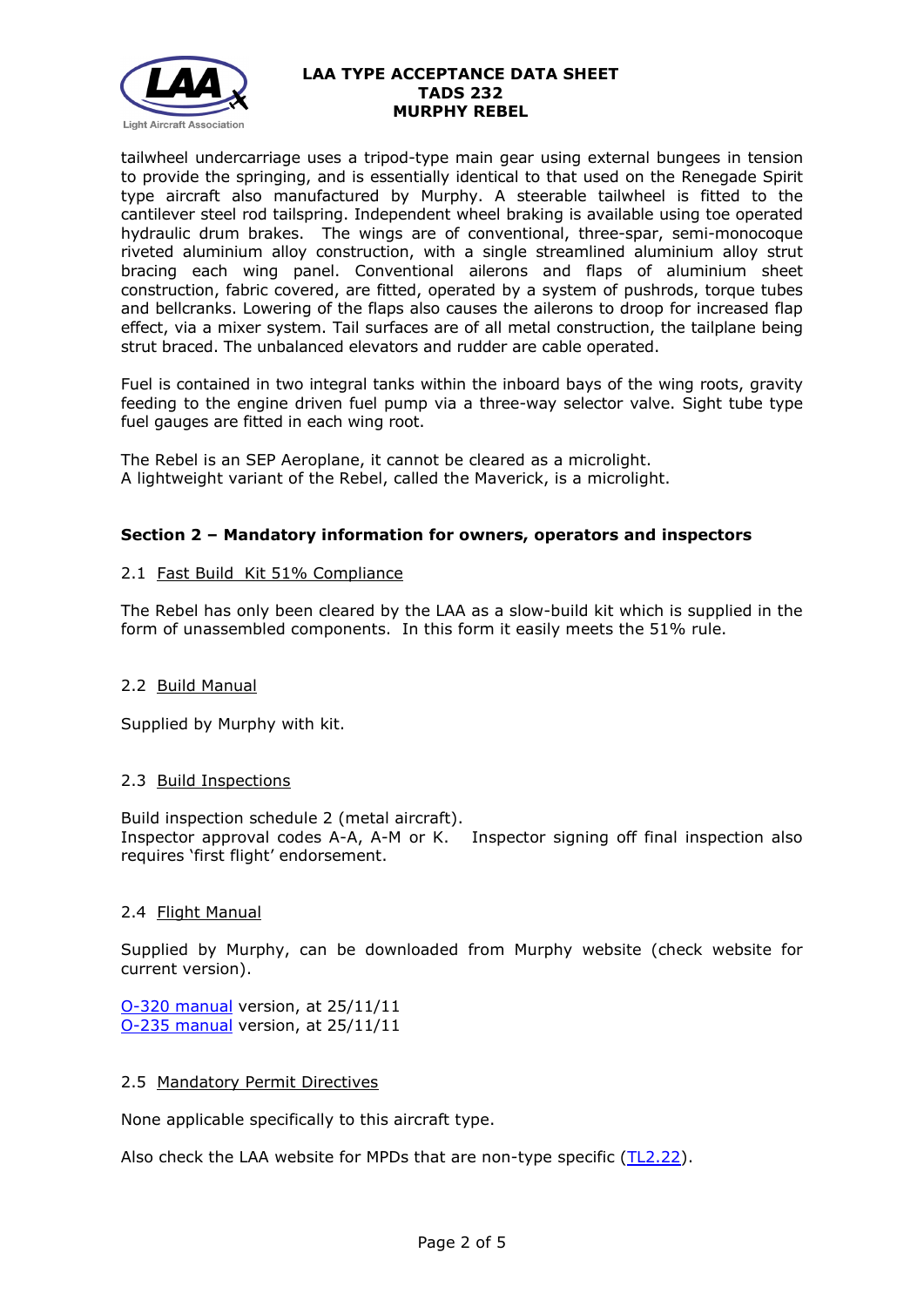tailwheel undercarriage uses a tripod-type main gear using external bungees in tension to provide the springing, and is essentially identical to that used on the Renegade Spirit type aircraft also manufactured by Murphy. A steerable tailwheel is fitted to the cantilever steel rod tailspring. Independent wheel braking is available using toe operated hydraulic drum brakes. The wings are of conventional, three-spar, semi-monocoque riveted aluminium alloy construction, with a single streamlined aluminium alloy strut bracing each wing panel. Conventional ailerons and flaps of aluminium sheet construction, fabric covered, are fitted, operated by a system of pushrods, torque tubes and bellcranks. Lowering of the flaps also causes the ailerons to droop for increased flap effect, via a mixer system. Tail surfaces are of all metal construction, the tailplane being strut braced. The unbalanced elevators and rudder are cable operated.

Fuel is contained in two integral tanks within the inboard bays of the wing roots, gravity feeding to the engine driven fuel pump via a three-way selector valve. Sight tube type fuel gauges are fitted in each wing root.

The Rebel is an SEP Aeroplane, it cannot be cleared as a microlight.
A lightweight variant of the Rebel, called the Maverick, is a microlight.

## Section 2 – Mandatory information for owners, operators and inspectors

### 2.1 Fast Build Kit 51% Compliance

The Rebel has only been cleared by the LAA as a slow-build kit which is supplied in the form of unassembled components. In this form it easily meets the 51% rule.

### 2.2 Build Manual

Supplied by Murphy with kit.

### 2.3 Build Inspections

Build inspection schedule 2 (metal aircraft).
Inspector approval codes A-A, A-M or K. Inspector signing off final inspection also requires 'first flight' endorsement.

### 2.4 Flight Manual

Supplied by Murphy, can be downloaded from Murphy website (check website for current version).

O-320 manual version, at 25/11/11
O-235 manual version, at 25/11/11

### 2.5 Mandatory Permit Directives

None applicable specifically to this aircraft type.

Also check the LAA website for MPDs that are non-type specific (TL2.22).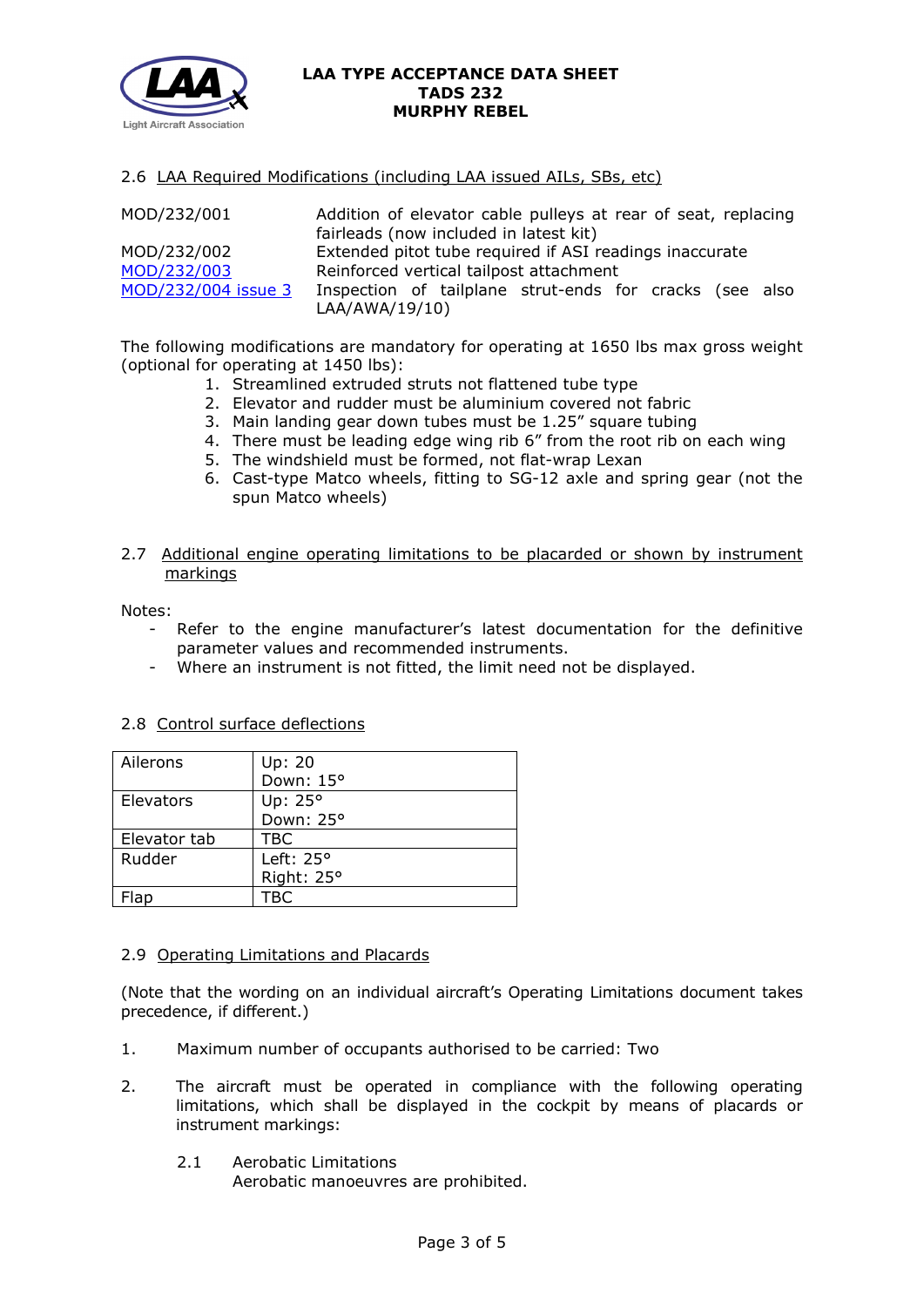### 2.6 LAA Required Modifications (including LAA issued AILs, SBs, etc)

| | |
|---|---|
| MOD/232/001 | Addition of elevator cable pulleys at rear of seat, replacing fairleads (now included in latest kit) |
| MOD/232/002 | Extended pitot tube required if ASI readings inaccurate |
| MOD/232/003 | Reinforced vertical tailpost attachment |
| MOD/232/004 issue 3 | Inspection of tailplane strut-ends for cracks (see also LAA/AWA/19/10) |

The following modifications are mandatory for operating at 1650 lbs max gross weight (optional for operating at 1450 lbs):

1. Streamlined extruded struts not flattened tube type
2. Elevator and rudder must be aluminium covered not fabric
3. Main landing gear down tubes must be 1.25" square tubing
4. There must be leading edge wing rib 6" from the root rib on each wing
5. The windshield must be formed, not flat-wrap Lexan
6. Cast-type Matco wheels, fitting to SG-12 axle and spring gear (not the spun Matco wheels)

### 2.7 Additional engine operating limitations to be placarded or shown by instrument markings

Notes:

- Refer to the engine manufacturer's latest documentation for the definitive parameter values and recommended instruments.
- Where an instrument is not fitted, the limit need not be displayed.

### 2.8 Control surface deflections

| | |
|---|---|
| Ailerons | Up: 20<br>Down: 15° |
| Elevators | Up: 25°<br>Down: 25° |
| Elevator tab | TBC |
| Rudder | Left: 25°<br>Right: 25° |
| Flap | TBC |

### 2.9 Operating Limitations and Placards

(Note that the wording on an individual aircraft's Operating Limitations document takes precedence, if different.)

1. Maximum number of occupants authorised to be carried: Two

2. The aircraft must be operated in compliance with the following operating limitations, which shall be displayed in the cockpit by means of placards or instrument markings:

   2.1 Aerobatic Limitations
   Aerobatic manoeuvres are prohibited.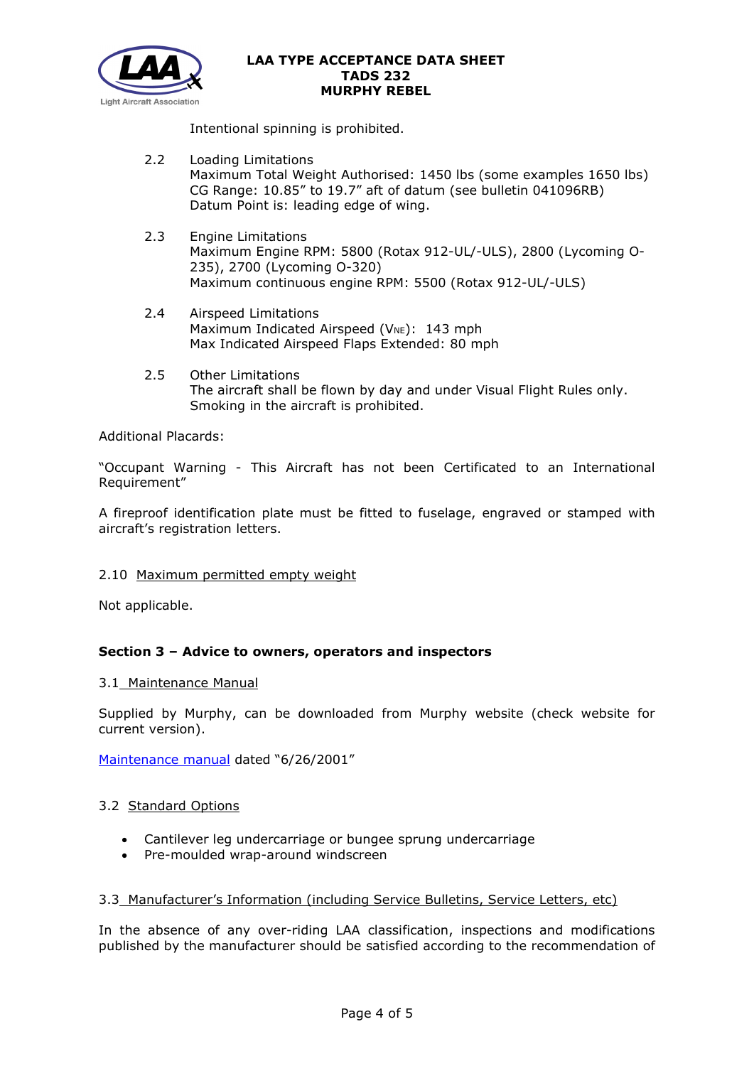Intentional spinning is prohibited.

2.2 Loading Limitations
Maximum Total Weight Authorised: 1450 lbs (some examples 1650 lbs)
CG Range: 10.85" to 19.7" aft of datum (see bulletin 041096RB)
Datum Point is: leading edge of wing.

2.3 Engine Limitations
Maximum Engine RPM: 5800 (Rotax 912-UL/-ULS), 2800 (Lycoming O-235), 2700 (Lycoming O-320)
Maximum continuous engine RPM: 5500 (Rotax 912-UL/-ULS)

2.4 Airspeed Limitations
Maximum Indicated Airspeed ($V_{NE}$): 143 mph
Max Indicated Airspeed Flaps Extended: 80 mph

2.5 Other Limitations
The aircraft shall be flown by day and under Visual Flight Rules only.
Smoking in the aircraft is prohibited.

Additional Placards:

"Occupant Warning - This Aircraft has not been Certificated to an International Requirement"

A fireproof identification plate must be fitted to fuselage, engraved or stamped with aircraft's registration letters.

2.10 Maximum permitted empty weight

Not applicable.

## Section 3 – Advice to owners, operators and inspectors

3.1 Maintenance Manual

Supplied by Murphy, can be downloaded from Murphy website (check website for current version).

Maintenance manual dated "6/26/2001"

3.2 Standard Options

- Cantilever leg undercarriage or bungee sprung undercarriage
- Pre-moulded wrap-around windscreen

3.3 Manufacturer's Information (including Service Bulletins, Service Letters, etc)

In the absence of any over-riding LAA classification, inspections and modifications published by the manufacturer should be satisfied according to the recommendation of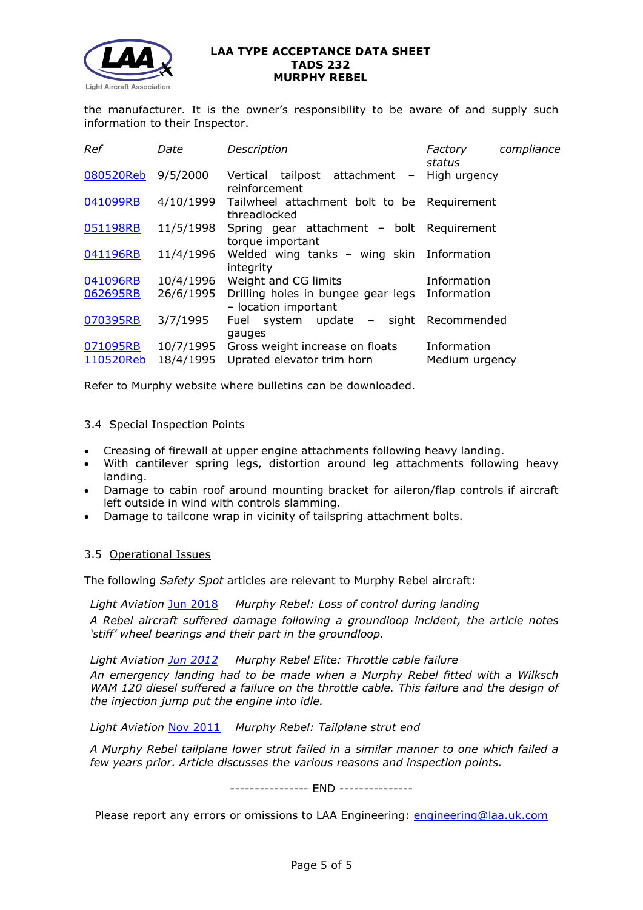the manufacturer. It is the owner's responsibility to be aware of and supply such information to their Inspector.

| *Ref* | *Date* | *Description* | *Factory compliance status* |
|---|---|---|---|
| 080520Reb | 9/5/2000 | Vertical tailpost attachment – reinforcement | High urgency |
| 041099RB | 4/10/1999 | Tailwheel attachment bolt to be threadlocked | Requirement |
| 051198RB | 11/5/1998 | Spring gear attachment – bolt torque important | Requirement |
| 041196RB | 11/4/1996 | Welded wing tanks – wing skin integrity | Information |
| 041096RB | 10/4/1996 | Weight and CG limits | Information |
| 062695RB | 26/6/1995 | Drilling holes in bungee gear legs – location important | Information |
| 070395RB | 3/7/1995 | Fuel system update – sight gauges | Recommended |
| 071095RB | 10/7/1995 | Gross weight increase on floats | Information |
| 110520Reb | 18/4/1995 | Uprated elevator trim horn | Medium urgency |

Refer to Murphy website where bulletins can be downloaded.

### 3.4 Special Inspection Points

- Creasing of firewall at upper engine attachments following heavy landing.
- With cantilever spring legs, distortion around leg attachments following heavy landing.
- Damage to cabin roof around mounting bracket for aileron/flap controls if aircraft left outside in wind with controls slamming.
- Damage to tailcone wrap in vicinity of tailspring attachment bolts.

### 3.5 Operational Issues

The following *Safety Spot* articles are relevant to Murphy Rebel aircraft:

*Light Aviation* Jun 2018 *Murphy Rebel: Loss of control during landing*

*A Rebel aircraft suffered damage following a groundloop incident, the article notes 'stiff' wheel bearings and their part in the groundloop.*

*Light Aviation* *Jun 2012* *Murphy Rebel Elite: Throttle cable failure*

*An emergency landing had to be made when a Murphy Rebel fitted with a Wilksch WAM 120 diesel suffered a failure on the throttle cable. This failure and the design of the injection jump put the engine into idle.*

*Light Aviation* Nov 2011 *Murphy Rebel: Tailplane strut end*

*A Murphy Rebel tailplane lower strut failed in a similar manner to one which failed a few years prior. Article discusses the various reasons and inspection points.*

---------------- END ---------------

Please report any errors or omissions to LAA Engineering: engineering@laa.uk.com